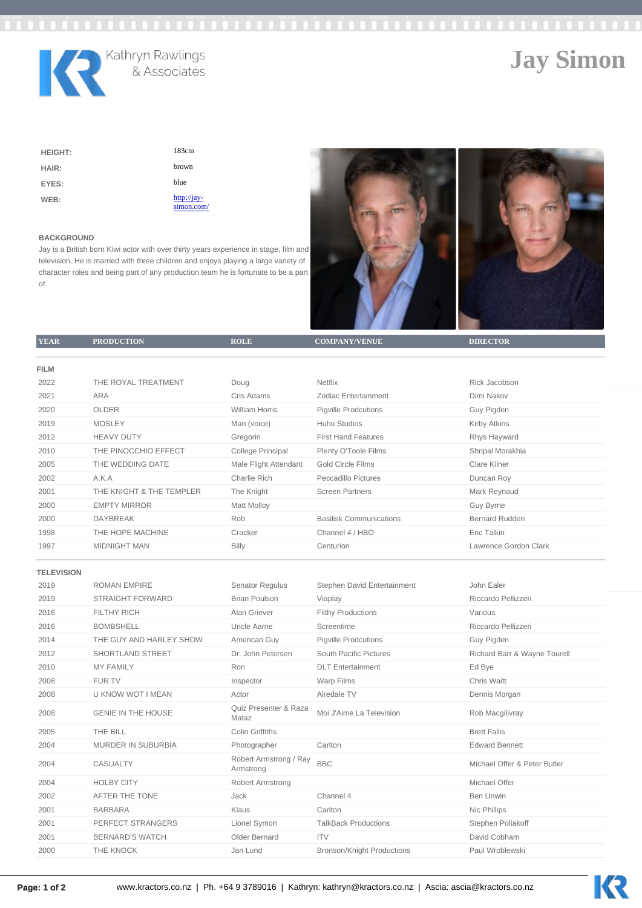Kathryn Rawlings & Associates

# Jay Simon

| | |
|---|---|
| **HEIGHT:** | 183cm |
| **HAIR:** | brown |
| **EYES:** | blue |
| **WEB:** | http://jay-simon.com/ |

## BACKGROUND

Jay is a British born Kiwi actor with over thirty years experience in stage, film and television. He is married with three children and enjoys playing a large variety of character roles and being part of any production team he is fortunate to be a part of.

| YEAR | PRODUCTION | ROLE | COMPANY/VENUE | DIRECTOR |
|---|---|---|---|---|
| **FILM** | | | | |
| 2022 | THE ROYAL TREATMENT | Doug | Netflix | Rick Jacobson |
| 2021 | ARA | Cris Adams | Zodiac Entertainment | Dimi Nakov |
| 2020 | OLDER | William Horris | Pigville Prodcutions | Guy Pigden |
| 2019 | MOSLEY | Man (voice) | Huhu Studios | Kirby Atkins |
| 2012 | HEAVY DUTY | Gregorin | First Hand Features | Rhys Hayward |
| 2010 | THE PINOCCHIO EFFECT | College Principal | Plenty O'Toole Films | Shripal Morakhia |
| 2005 | THE WEDDING DATE | Male Flight Attendant | Gold Circle Films | Clare Kilner |
| 2002 | A.K.A | Charlie Rich | Peccadillo Pictures | Duncan Roy |
| 2001 | THE KNIGHT & THE TEMPLER | The Knight | Screen Partners | Mark Reynaud |
| 2000 | EMPTY MIRROR | Matt Molloy | | Guy Byrne |
| 2000 | DAYBREAK | Rob | Basilisk Communications | Bernard Rudden |
| 1998 | THE HOPE MACHINE | Cracker | Channel 4 / HBO | Eric Talkin |
| 1997 | MIDNIGHT MAN | Billy | Centurion | Lawrence Gordon Clark |
| **TELEVISION** | | | | |
| 2019 | ROMAN EMPIRE | Senator Regulus | Stephen David Entertainment | John Ealer |
| 2019 | STRAIGHT FORWARD | Brian Poulson | Viaplay | Riccardo Pellizzeri |
| 2016 | FILTHY RICH | Alan Griever | Filthy Productions | Various |
| 2016 | BOMBSHELL | Uncle Aarne | Screentime | Riccardo Pellizzeri |
| 2014 | THE GUY AND HARLEY SHOW | American Guy | Pigville Prodcutions | Guy Pigden |
| 2012 | SHORTLAND STREET | Dr. John Petersen | South Pacific Pictures | Richard Barr & Wayne Tourell |
| 2010 | MY FAMILY | Ron | DLT Entertainment | Ed Bye |
| 2008 | FUR TV | Inspector | Warp Films | Chris Waitt |
| 2008 | U KNOW WOT I MEAN | Actor | Airedale TV | Dennis Morgan |
| 2008 | GENIE IN THE HOUSE | Quiz Presenter & Raza Mataz | Moi J'Aime La Television | Rob Macgilivray |
| 2005 | THE BILL | Colin Griffiths | | Brett Fallis |
| 2004 | MURDER IN SUBURBIA | Photographer | Carlton | Edward Bennett |
| 2004 | CASUALTY | Robert Armstrong / Ray Armstrong | BBC | Michael Offer & Peter Butler |
| 2004 | HOLBY CITY | Robert Armstrong | | Michael Offer |
| 2002 | AFTER THE TONE | Jack | Channel 4 | Ben Unwin |
| 2001 | BARBARA | Klaus | Carlton | Nic Phillips |
| 2001 | PERFECT STRANGERS | Lionel Symon | TalkBack Productions | Stephen Poliakoff |
| 2001 | BERNARD'S WATCH | Older Bernard | ITV | David Cobham |
| 2000 | THE KNOCK | Jan Lund | Bronson/Knight Productions | Paul Wroblewski |

www.kractors.co.nz | Ph. +64 9 3789016 | Kathryn: kathryn@kractors.co.nz | Ascia: ascia@kractors.co.nz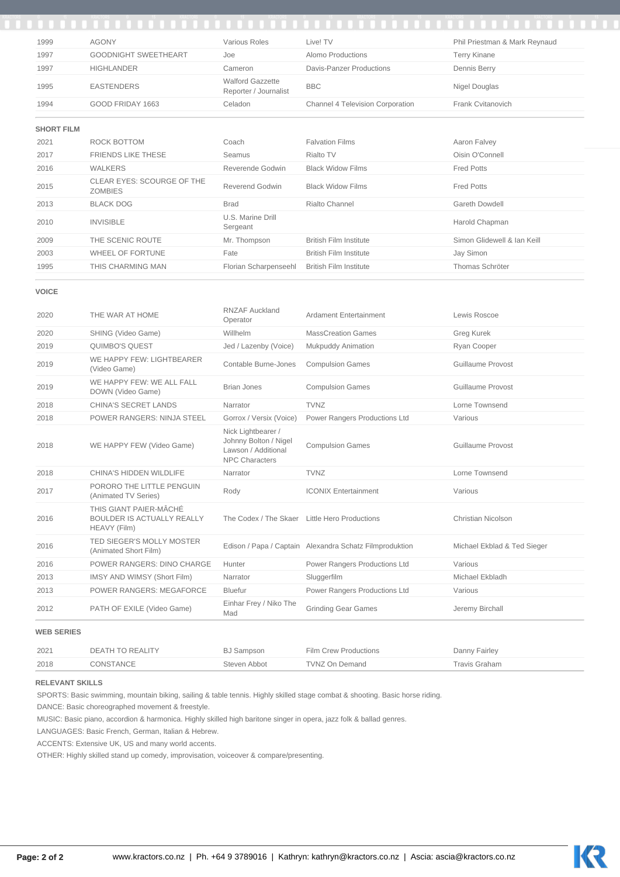| | | | | |
|---|---|---|---|---|
| 1999 | AGONY | Various Roles | Live! TV | Phil Priestman & Mark Reynaud |
| 1997 | GOODNIGHT SWEETHEART | Joe | Alomo Productions | Terry Kinane |
| 1997 | HIGHLANDER | Cameron | Davis-Panzer Productions | Dennis Berry |
| 1995 | EASTENDERS | Walford Gazzette Reporter / Journalist | BBC | Nigel Douglas |
| 1994 | GOOD FRIDAY 1663 | Celadon | Channel 4 Television Corporation | Frank Cvitanovich |

**SHORT FILM**

| | | | | |
|---|---|---|---|---|
| 2021 | ROCK BOTTOM | Coach | Falvation Films | Aaron Falvey |
| 2017 | FRIENDS LIKE THESE | Seamus | Rialto TV | Oisin O'Connell |
| 2016 | WALKERS | Reverende Godwin | Black Widow Films | Fred Potts |
| 2015 | CLEAR EYES: SCOURGE OF THE ZOMBIES | Reverend Godwin | Black Widow Films | Fred Potts |
| 2013 | BLACK DOG | Brad | Rialto Channel | Gareth Dowdell |
| 2010 | INVISIBLE | U.S. Marine Drill Sergeant | | Harold Chapman |
| 2009 | THE SCENIC ROUTE | Mr. Thompson | British Film Institute | Simon Glidewell & Ian Keill |
| 2003 | WHEEL OF FORTUNE | Fate | British Film Institute | Jay Simon |
| 1995 | THIS CHARMING MAN | Florian Scharpenseehl | British Film Institute | Thomas Schröter |

**VOICE**

| | | | | |
|---|---|---|---|---|
| 2020 | THE WAR AT HOME | RNZAF Auckland Operator | Ardament Entertainment | Lewis Roscoe |
| 2020 | SHING (Video Game) | Willhelm | MassCreation Games | Greg Kurek |
| 2019 | QUIMBO'S QUEST | Jed / Lazenby (Voice) | Mukpuddy Animation | Ryan Cooper |
| 2019 | WE HAPPY FEW: LIGHTBEARER (Video Game) | Contable Burne-Jones | Compulsion Games | Guillaume Provost |
| 2019 | WE HAPPY FEW: WE ALL FALL DOWN (Video Game) | Brian Jones | Compulsion Games | Guillaume Provost |
| 2018 | CHINA'S SECRET LANDS | Narrator | TVNZ | Lorne Townsend |
| 2018 | POWER RANGERS: NINJA STEEL | Gorrox / Versix (Voice) | Power Rangers Productions Ltd | Various |
| 2018 | WE HAPPY FEW (Video Game) | Nick Lightbearer / Johnny Bolton / Nigel Lawson / Additional NPC Characters | Compulsion Games | Guillaume Provost |
| 2018 | CHINA'S HIDDEN WILDLIFE | Narrator | TVNZ | Lorne Townsend |
| 2017 | PORORO THE LITTLE PENGUIN (Animated TV Series) | Rody | ICONIX Entertainment | Various |
| 2016 | THIS GIANT PAIER-MÂCHÉ BOULDER IS ACTUALLY REALLY HEAVY (Film) | The Codex / The Skaer | Little Hero Productions | Christian Nicolson |
| 2016 | TED SIEGER'S MOLLY MOSTER (Animated Short Film) | Edison / Papa / Captain | Alexandra Schatz Filmproduktion | Michael Ekblad & Ted Sieger |
| 2016 | POWER RANGERS: DINO CHARGE | Hunter | Power Rangers Productions Ltd | Various |
| 2013 | IMSY AND WIMSY (Short Film) | Narrator | Sluggerfilm | Michael Ekbladh |
| 2013 | POWER RANGERS: MEGAFORCE | Bluefur | Power Rangers Productions Ltd | Various |
| 2012 | PATH OF EXILE (Video Game) | Einhar Frey / Niko The Mad | Grinding Gear Games | Jeremy Birchall |

**WEB SERIES**

| | | | | |
|---|---|---|---|---|
| 2021 | DEATH TO REALITY | BJ Sampson | Film Crew Productions | Danny Fairley |
| 2018 | CONSTANCE | Steven Abbot | TVNZ On Demand | Travis Graham |

**RELEVANT SKILLS**

SPORTS: Basic swimming, mountain biking, sailing & table tennis. Highly skilled stage combat & shooting. Basic horse riding.

DANCE: Basic choreographed movement & freestyle.

MUSIC: Basic piano, accordion & harmonica. Highly skilled high baritone singer in opera, jazz folk & ballad genres.

LANGUAGES: Basic French, German, Italian & Hebrew.

ACCENTS: Extensive UK, US and many world accents.

OTHER: Highly skilled stand up comedy, improvisation, voiceover & compare/presenting.

www.kractors.co.nz | Ph. +64 9 3789016 | Kathryn: kathryn@kractors.co.nz | Ascia: ascia@kractors.co.nz